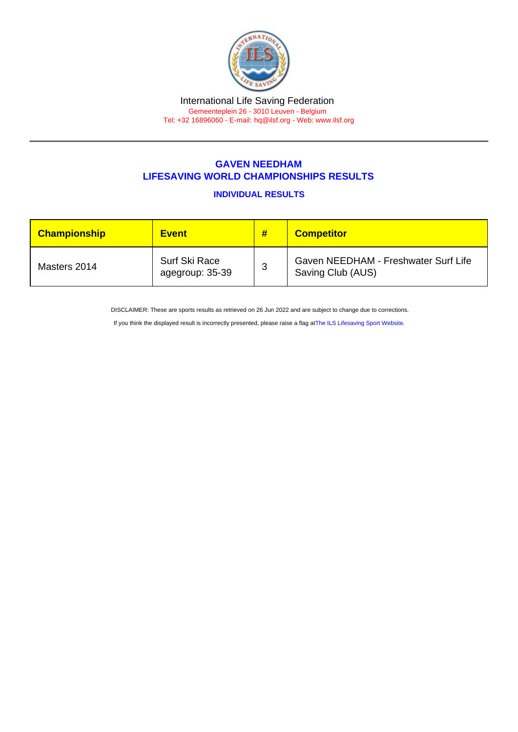International Life Saving Federation

Gemeenteplein 26 - 3010 Leuven - Belgium

Tel: +32 16896060 - E-mail: hq@ilsf.org - Web: www.ilsf.org

## GAVEN NEEDHAM
## LIFESAVING WORLD CHAMPIONSHIPS RESULTS

### INDIVIDUAL RESULTS

| Championship | Event | # | Competitor |
| --- | --- | --- | --- |
| Masters 2014 | Surf Ski Race agegroup: 35-39 | 3 | Gaven NEEDHAM - Freshwater Surf Life Saving Club (AUS) |

DISCLAIMER: These are sports results as retrieved on 26 Jun 2022 and are subject to change due to corrections.

If you think the displayed result is incorrectly presented, please raise a flag at The ILS Lifesaving Sport Website.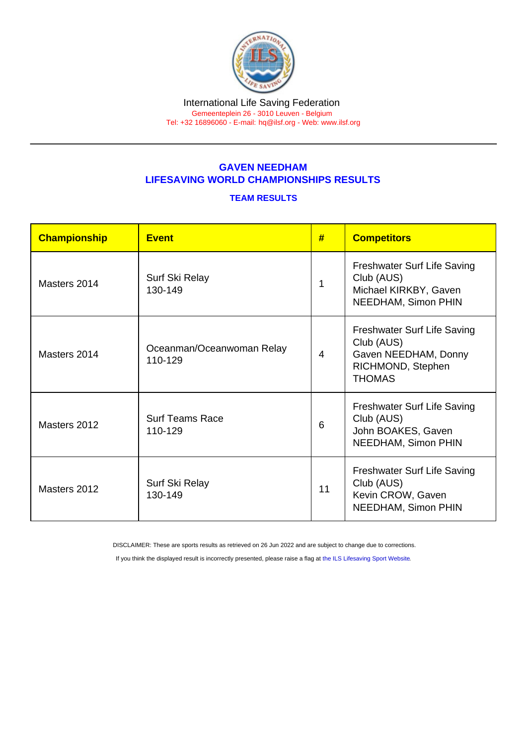International Life Saving Federation

Gemeenteplein 26 - 3010 Leuven - Belgium

Tel: +32 16896060 - E-mail: hq@ilsf.org - Web: www.ilsf.org

## GAVEN NEEDHAM
## LIFESAVING WORLD CHAMPIONSHIPS RESULTS

### TEAM RESULTS

| Championship | Event | # | Competitors |
|---|---|---|---|
| Masters 2014 | Surf Ski Relay 130-149 | 1 | Freshwater Surf Life Saving Club (AUS) Michael KIRKBY, Gaven NEEDHAM, Simon PHIN |
| Masters 2014 | Oceanman/Oceanwoman Relay 110-129 | 4 | Freshwater Surf Life Saving Club (AUS) Gaven NEEDHAM, Donny RICHMOND, Stephen THOMAS |
| Masters 2012 | Surf Teams Race 110-129 | 6 | Freshwater Surf Life Saving Club (AUS) John BOAKES, Gaven NEEDHAM, Simon PHIN |
| Masters 2012 | Surf Ski Relay 130-149 | 11 | Freshwater Surf Life Saving Club (AUS) Kevin CROW, Gaven NEEDHAM, Simon PHIN |

DISCLAIMER: These are sports results as retrieved on 26 Jun 2022 and are subject to change due to corrections.

If you think the displayed result is incorrectly presented, please raise a flag at the ILS Lifesaving Sport Website.